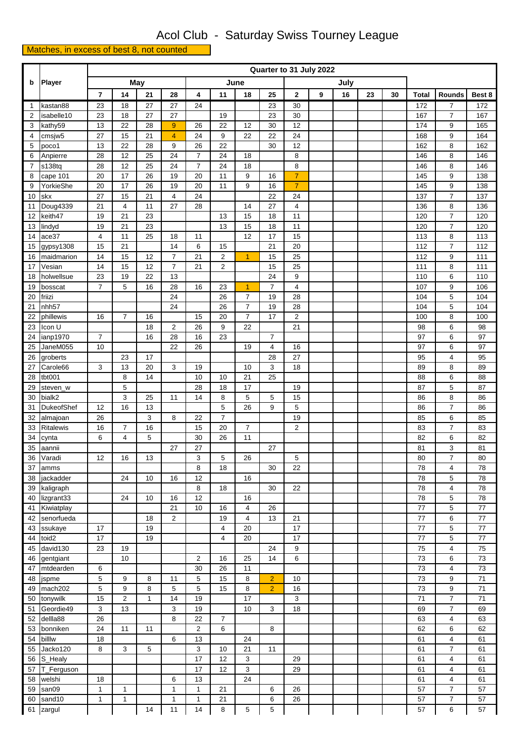# Acol Club - Saturday Swiss Tourney League

**Matches, in excess of best 8, not counted**

| b | Player | Quarter to 31 July 2022 | | | | | | | | | | | | | | | |
|---|---|---|---|---|---|---|---|---|---|---|---|---|---|---|---|---|---|
| | | May | | | | June | | | | July | | | | | | | |
| | | 7 | 14 | 21 | 28 | 4 | 11 | 18 | 25 | 2 | 9 | 16 | 23 | 30 | Total | Rounds | Best 8 |
| 1 | kastan88 | 23 | 18 | 27 | 27 | 24 | | | 23 | 30 | | | | | 172 | 7 | 172 |
| 2 | isabelle10 | 23 | 18 | 27 | 27 | | 19 | | 23 | 30 | | | | | 167 | 7 | 167 |
| 3 | kathy59 | 13 | 22 | 28 | 9 | 26 | 22 | 12 | 30 | 12 | | | | | 174 | 9 | 165 |
| 4 | cmsjw5 | 27 | 15 | 21 | 4 | 24 | 9 | 22 | 22 | 24 | | | | | 168 | 9 | 164 |
| 5 | poco1 | 13 | 22 | 28 | 9 | 26 | 22 | | 30 | 12 | | | | | 162 | 8 | 162 |
| 6 | Anpierre | 28 | 12 | 25 | 24 | 7 | 24 | 18 | | 8 | | | | | 146 | 8 | 146 |
| 7 | s138tq | 28 | 12 | 25 | 24 | 7 | 24 | 18 | | 8 | | | | | 146 | 8 | 146 |
| 8 | cape 101 | 20 | 17 | 26 | 19 | 20 | 11 | 9 | 16 | 7 | | | | | 145 | 9 | 138 |
| 9 | YorkieShe | 20 | 17 | 26 | 19 | 20 | 11 | 9 | 16 | 7 | | | | | 145 | 9 | 138 |
| 10 | skx | 27 | 15 | 21 | 4 | 24 | | | 22 | 24 | | | | | 137 | 7 | 137 |
| 11 | Doug4339 | 21 | 4 | 11 | 27 | 28 | | 14 | 27 | 4 | | | | | 136 | 8 | 136 |
| 12 | keith47 | 19 | 21 | 23 | | | 13 | 15 | 18 | 11 | | | | | 120 | 7 | 120 |
| 13 | lindyd | 19 | 21 | 23 | | | 13 | 15 | 18 | 11 | | | | | 120 | 7 | 120 |
| 14 | ace37 | 4 | 11 | 25 | 18 | 11 | | 12 | 17 | 15 | | | | | 113 | 8 | 113 |
| 15 | gypsy1308 | 15 | 21 | | 14 | 6 | 15 | | 21 | 20 | | | | | 112 | 7 | 112 |
| 16 | maidmarion | 14 | 15 | 12 | 7 | 21 | 2 | 1 | 15 | 25 | | | | | 112 | 9 | 111 |
| 17 | Vesian | 14 | 15 | 12 | 7 | 21 | 2 | | 15 | 25 | | | | | 111 | 8 | 111 |
| 18 | holwellsue | 23 | 19 | 22 | 13 | | | | 24 | 9 | | | | | 110 | 6 | 110 |
| 19 | bosscat | 7 | 5 | 16 | 28 | 16 | 23 | 1 | 7 | 4 | | | | | 107 | 9 | 106 |
| 20 | friizi | | | | 24 | | 26 | 7 | 19 | 28 | | | | | 104 | 5 | 104 |
| 21 | nhh57 | | | | 24 | | 26 | 7 | 19 | 28 | | | | | 104 | 5 | 104 |
| 22 | phillewis | 16 | 7 | 16 | | 15 | 20 | 7 | 17 | 2 | | | | | 100 | 8 | 100 |
| 23 | Icon U | | | 18 | 2 | 26 | 9 | 22 | | 21 | | | | | 98 | 6 | 98 |
| 24 | ianp1970 | 7 | | 16 | 28 | 16 | 23 | | 7 | | | | | | 97 | 6 | 97 |
| 25 | JaneM055 | 10 | | | 22 | 26 | | 19 | 4 | 16 | | | | | 97 | 6 | 97 |
| 26 | groberts | | 23 | 17 | | | | | 28 | 27 | | | | | 95 | 4 | 95 |
| 27 | Carole66 | 3 | 13 | 20 | 3 | 19 | | 10 | 3 | 18 | | | | | 89 | 8 | 89 |
| 28 | tbt001 | | 8 | 14 | | 10 | 10 | 21 | 25 | | | | | | 88 | 6 | 88 |
| 29 | steven_w | | 5 | | | 28 | 18 | 17 | | 19 | | | | | 87 | 5 | 87 |
| 30 | bialk2 | | 3 | 25 | 11 | 14 | 8 | 5 | 5 | 15 | | | | | 86 | 8 | 86 |
| 31 | DukeofShef | 12 | 16 | 13 | | | 5 | 26 | 9 | 5 | | | | | 86 | 7 | 86 |
| 32 | almajoan | 26 | | 3 | 8 | 22 | 7 | | | 19 | | | | | 85 | 6 | 85 |
| 33 | Ritalewis | 16 | 7 | 16 | | 15 | 20 | 7 | | 2 | | | | | 83 | 7 | 83 |
| 34 | cynta | 6 | 4 | 5 | | 30 | 26 | 11 | | | | | | | 82 | 6 | 82 |
| 35 | aannii | | | | 27 | 27 | | | 27 | | | | | | 81 | 3 | 81 |
| 36 | Varadi | 12 | 16 | 13 | | 3 | 5 | 26 | | 5 | | | | | 80 | 7 | 80 |
| 37 | amms | | | | | 8 | 18 | | 30 | 22 | | | | | 78 | 4 | 78 |
| 38 | jackadder | | 24 | 10 | 16 | 12 | | 16 | | | | | | | 78 | 5 | 78 |
| 39 | kaligraph | | | | | 8 | 18 | | 30 | 22 | | | | | 78 | 4 | 78 |
| 40 | lizgrant33 | | 24 | 10 | 16 | 12 | | 16 | | | | | | | 78 | 5 | 78 |
| 41 | Kiwiatplay | | | | 21 | 10 | 16 | 4 | 26 | | | | | | 77 | 5 | 77 |
| 42 | senorfueda | | | 18 | 2 | | 19 | 4 | 13 | 21 | | | | | 77 | 6 | 77 |
| 43 | ssukaye | 17 | | 19 | | | 4 | 20 | | 17 | | | | | 77 | 5 | 77 |
| 44 | toid2 | 17 | | 19 | | | 4 | 20 | | 17 | | | | | 77 | 5 | 77 |
| 45 | david130 | 23 | 19 | | | | | | 24 | 9 | | | | | 75 | 4 | 75 |
| 46 | gentgiant | | 10 | | | 2 | 16 | 25 | 14 | 6 | | | | | 73 | 6 | 73 |
| 47 | mtdearden | 6 | | | | 30 | 26 | 11 | | | | | | | 73 | 4 | 73 |
| 48 | jspme | 5 | 9 | 8 | 11 | 5 | 15 | 8 | 2 | 10 | | | | | 73 | 9 | 71 |
| 49 | mach202 | 5 | 9 | 8 | 5 | 5 | 15 | 8 | 2 | 16 | | | | | 73 | 9 | 71 |
| 50 | tonywilk | 15 | 2 | 1 | 14 | 19 | | 17 | | 3 | | | | | 71 | 7 | 71 |
| 51 | Geordie49 | 3 | 13 | | 3 | 19 | | 10 | 3 | 18 | | | | | 69 | 7 | 69 |
| 52 | dellla88 | 26 | | | 8 | 22 | 7 | | | | | | | | 63 | 4 | 63 |
| 53 | bonniken | 24 | 11 | 11 | | 2 | 6 | | 8 | | | | | | 62 | 6 | 62 |
| 54 | billlw | 18 | | | 6 | 13 | | 24 | | | | | | | 61 | 4 | 61 |
| 55 | Jacko120 | 8 | 3 | 5 | | 3 | 10 | 21 | 11 | | | | | | 61 | 7 | 61 |
| 56 | S_Healy | | | | | 17 | 12 | 3 | | 29 | | | | | 61 | 4 | 61 |
| 57 | T_Ferguson | | | | | 17 | 12 | 3 | | 29 | | | | | 61 | 4 | 61 |
| 58 | welshi | 18 | | | 6 | 13 | | 24 | | | | | | | 61 | 4 | 61 |
| 59 | san09 | 1 | 1 | | 1 | 1 | 21 | | 6 | 26 | | | | | 57 | 7 | 57 |
| 60 | sand10 | 1 | 1 | | 1 | 1 | 21 | | 6 | 26 | | | | | 57 | 7 | 57 |
| 61 | zargul | | | 14 | 11 | 14 | 8 | 5 | 5 | | | | | | 57 | 6 | 57 |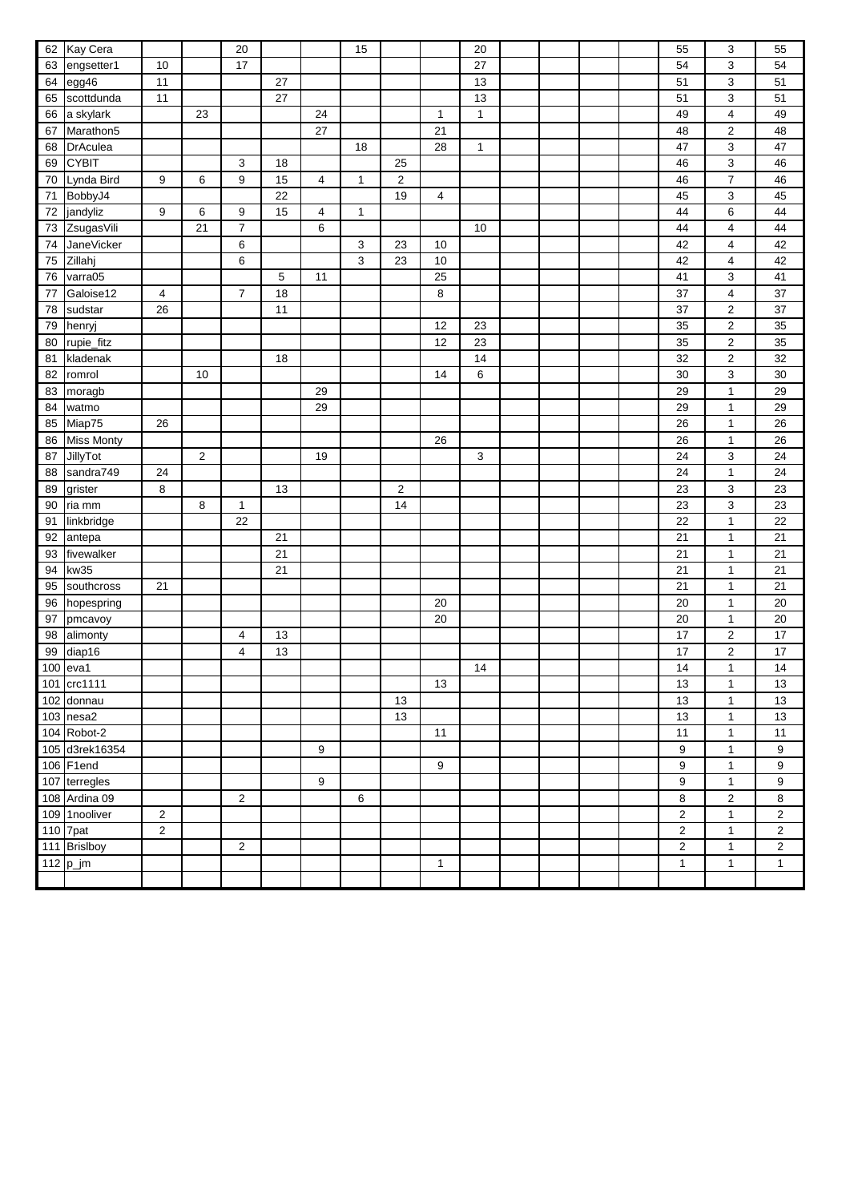| | | | | | | | | | | | | | | | | | |
|---|---|---|---|---|---|---|---|---|---|---|---|---|---|---|---|---|---|
| 62 | Kay Cera | | | 20 | | | 15 | | | 20 | | | | | 55 | 3 | 55 |
| 63 | engsetter1 | 10 | | 17 | | | | | | 27 | | | | | 54 | 3 | 54 |
| 64 | egg46 | 11 | | | 27 | | | | | 13 | | | | | 51 | 3 | 51 |
| 65 | scottdunda | 11 | | | 27 | | | | | 13 | | | | | 51 | 3 | 51 |
| 66 | a skylark | | 23 | | | 24 | | | 1 | 1 | | | | | 49 | 4 | 49 |
| 67 | Marathon5 | | | | | 27 | | | 21 | | | | | | 48 | 2 | 48 |
| 68 | DrAculea | | | | | | 18 | | 28 | 1 | | | | | 47 | 3 | 47 |
| 69 | CYBIT | | | 3 | 18 | | | 25 | | | | | | | 46 | 3 | 46 |
| 70 | Lynda Bird | 9 | 6 | 9 | 15 | 4 | 1 | 2 | | | | | | | 46 | 7 | 46 |
| 71 | BobbyJ4 | | | | 22 | | | 19 | 4 | | | | | | 45 | 3 | 45 |
| 72 | jandyliz | 9 | 6 | 9 | 15 | 4 | 1 | | | | | | | | 44 | 6 | 44 |
| 73 | ZsugasVili | | 21 | 7 | | 6 | | | | 10 | | | | | 44 | 4 | 44 |
| 74 | JaneVicker | | | 6 | | | 3 | 23 | 10 | | | | | | 42 | 4 | 42 |
| 75 | Zillahj | | | 6 | | | 3 | 23 | 10 | | | | | | 42 | 4 | 42 |
| 76 | varra05 | | | | 5 | 11 | | | 25 | | | | | | 41 | 3 | 41 |
| 77 | Galoise12 | 4 | | 7 | 18 | | | | 8 | | | | | | 37 | 4 | 37 |
| 78 | sudstar | 26 | | | 11 | | | | | | | | | | 37 | 2 | 37 |
| 79 | henryj | | | | | | | | 12 | 23 | | | | | 35 | 2 | 35 |
| 80 | rupie_fitz | | | | | | | | 12 | 23 | | | | | 35 | 2 | 35 |
| 81 | kladenak | | | | 18 | | | | | 14 | | | | | 32 | 2 | 32 |
| 82 | romrol | | 10 | | | | | | 14 | 6 | | | | | 30 | 3 | 30 |
| 83 | moragb | | | | | 29 | | | | | | | | | 29 | 1 | 29 |
| 84 | watmo | | | | | 29 | | | | | | | | | 29 | 1 | 29 |
| 85 | Miap75 | 26 | | | | | | | | | | | | | 26 | 1 | 26 |
| 86 | Miss Monty | | | | | | | | 26 | | | | | | 26 | 1 | 26 |
| 87 | JillyTot | | 2 | | | 19 | | | | 3 | | | | | 24 | 3 | 24 |
| 88 | sandra749 | 24 | | | | | | | | | | | | | 24 | 1 | 24 |
| 89 | grister | 8 | | | 13 | | | 2 | | | | | | | 23 | 3 | 23 |
| 90 | ria mm | | 8 | 1 | | | | 14 | | | | | | | 23 | 3 | 23 |
| 91 | linkbridge | | | 22 | | | | | | | | | | | 22 | 1 | 22 |
| 92 | antepa | | | | 21 | | | | | | | | | | 21 | 1 | 21 |
| 93 | fivewalker | | | | 21 | | | | | | | | | | 21 | 1 | 21 |
| 94 | kw35 | | | | 21 | | | | | | | | | | 21 | 1 | 21 |
| 95 | southcross | 21 | | | | | | | | | | | | | 21 | 1 | 21 |
| 96 | hopespring | | | | | | | | 20 | | | | | | 20 | 1 | 20 |
| 97 | pmcavoy | | | | | | | | 20 | | | | | | 20 | 1 | 20 |
| 98 | alimonty | | | 4 | 13 | | | | | | | | | | 17 | 2 | 17 |
| 99 | diap16 | | | 4 | 13 | | | | | | | | | | 17 | 2 | 17 |
| 100 | eva1 | | | | | | | | | 14 | | | | | 14 | 1 | 14 |
| 101 | crc1111 | | | | | | | | 13 | | | | | | 13 | 1 | 13 |
| 102 | donnau | | | | | | | 13 | | | | | | | 13 | 1 | 13 |
| 103 | nesa2 | | | | | | | 13 | | | | | | | 13 | 1 | 13 |
| 104 | Robot-2 | | | | | | | | 11 | | | | | | 11 | 1 | 11 |
| 105 | d3rek16354 | | | | | 9 | | | | | | | | | 9 | 1 | 9 |
| 106 | F1end | | | | | | | | 9 | | | | | | 9 | 1 | 9 |
| 107 | terregles | | | | | 9 | | | | | | | | | 9 | 1 | 9 |
| 108 | Ardina 09 | | | 2 | | | 6 | | | | | | | | 8 | 2 | 8 |
| 109 | 1nooliver | 2 | | | | | | | | | | | | | 2 | 1 | 2 |
| 110 | 7pat | 2 | | | | | | | | | | | | | 2 | 1 | 2 |
| 111 | Brislboy | | | 2 | | | | | | | | | | | 2 | 1 | 2 |
| 112 | p_jm | | | | | | | | 1 | | | | | | 1 | 1 | 1 |
| | | | | | | | | | | | | | | | | | |